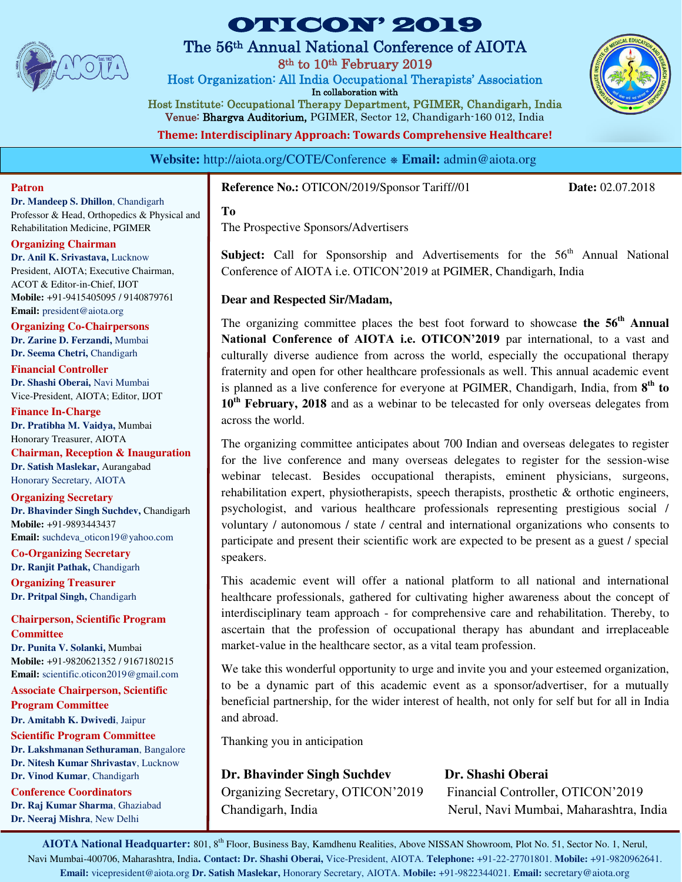# OTICON' 2019

## The 56th Annual National Conference of AIOTA

**8th to 10th February 2019**

**Host Organization: All India Occupational Therapists' Association**

In collaboration with

**Host Institute: Occupational Therapy Department, PGIMER, Chandigarh, India**

Venue: **Bhargva Auditorium,** PGIMER, Sector 12, Chandigarh-160 012, India

**Theme: Interdisciplinary Approach: Towards Comprehensive Healthcare!**

**Website:** http://aiota.org/COTE/Conference ❅ **Email:** admin@aiota.org

---

**Patron**
**Dr. Mandeep S. Dhillon**, Chandigarh
Professor & Head, Orthopedics & Physical and Rehabilitation Medicine, PGIMER

**Organizing Chairman**
**Dr. Anil K. Srivastava,** Lucknow
President, AIOTA; Executive Chairman, ACOT & Editor-in-Chief, IJOT
**Mobile:** +91-9415405095 / 9140879761
**Email:** president@aiota.org

**Organizing Co-Chairpersons**
**Dr. Zarine D. Ferzandi,** Mumbai
**Dr. Seema Chetri,** Chandigarh

**Financial Controller**
**Dr. Shashi Oberai,** Navi Mumbai
Vice-President, AIOTA; Editor, IJOT

**Finance In-Charge**
**Dr. Pratibha M. Vaidya,** Mumbai
Honorary Treasurer, AIOTA

**Chairman, Reception & Inauguration**
**Dr. Satish Maslekar,** Aurangabad
Honorary Secretary, AIOTA

**Organizing Secretary**
**Dr. Bhavinder Singh Suchdev,** Chandigarh
**Mobile:** +91-9893443437
**Email:** suchdeva_oticon19@yahoo.com

**Co-Organizing Secretary**
**Dr. Ranjit Pathak,** Chandigarh

**Organizing Treasurer**
**Dr. Pritpal Singh,** Chandigarh

**Chairperson, Scientific Program Committee**
**Dr. Punita V. Solanki,** Mumbai
**Mobile:** +91-9820621352 / 9167180215
**Email:** scientific.oticon2019@gmail.com

**Associate Chairperson, Scientific Program Committee**
**Dr. Amitabh K. Dwivedi**, Jaipur

**Scientific Program Committee**
**Dr. Lakshmanan Sethuraman**, Bangalore
**Dr. Nitesh Kumar Shrivastav**, Lucknow
**Dr. Vinod Kumar**, Chandigarh

**Conference Coordinators**
**Dr. Raj Kumar Sharma**, Ghaziabad
**Dr. Neeraj Mishra**, New Delhi

---

**Reference No.:** OTICON/2019/Sponsor Tariff//01 **Date:** 02.07.2018

**To**
The Prospective Sponsors/Advertisers

**Subject:** Call for Sponsorship and Advertisements for the 56th Annual National Conference of AIOTA i.e. OTICON'2019 at PGIMER, Chandigarh, India

**Dear and Respected Sir/Madam,**

The organizing committee places the best foot forward to showcase **the 56th Annual National Conference of AIOTA i.e. OTICON'2019** par international, to a vast and culturally diverse audience from across the world, especially the occupational therapy fraternity and open for other healthcare professionals as well. This annual academic event is planned as a live conference for everyone at PGIMER, Chandigarh, India, from **8th to 10th February, 2018** and as a webinar to be telecasted for only overseas delegates from across the world.

The organizing committee anticipates about 700 Indian and overseas delegates to register for the live conference and many overseas delegates to register for the session-wise webinar telecast. Besides occupational therapists, eminent physicians, surgeons, rehabilitation expert, physiotherapists, speech therapists, prosthetic & orthotic engineers, psychologist, and various healthcare professionals representing prestigious social / voluntary / autonomous / state / central and international organizations who consents to participate and present their scientific work are expected to be present as a guest / special speakers.

This academic event will offer a national platform to all national and international healthcare professionals, gathered for cultivating higher awareness about the concept of interdisciplinary team approach - for comprehensive care and rehabilitation. Thereby, to ascertain that the profession of occupational therapy has abundant and irreplaceable market-value in the healthcare sector, as a vital team profession.

We take this wonderful opportunity to urge and invite you and your esteemed organization, to be a dynamic part of this academic event as a sponsor/advertiser, for a mutually beneficial partnership, for the wider interest of health, not only for self but for all in India and abroad.

Thanking you in anticipation

**Dr. Bhavinder Singh Suchdev**
Organizing Secretary, OTICON'2019
Chandigarh, India

**Dr. Shashi Oberai**
Financial Controller, OTICON'2019
Nerul, Navi Mumbai, Maharashtra, India

---

**AIOTA National Headquarter:** 801, 8th Floor, Business Bay, Kamdhenu Realities, Above NISSAN Showroom, Plot No. 51, Sector No. 1, Nerul, Navi Mumbai-400706, Maharashtra, India**. Contact: Dr. Shashi Oberai,** Vice-President, AIOTA. **Telephone:** +91-22-27701801. **Mobile:** +91-9820962641. **Email:** vicepresident@aiota.org **Dr. Satish Maslekar,** Honorary Secretary, AIOTA. **Mobile:** +91-9822344021. **Email:** secretary@aiota.org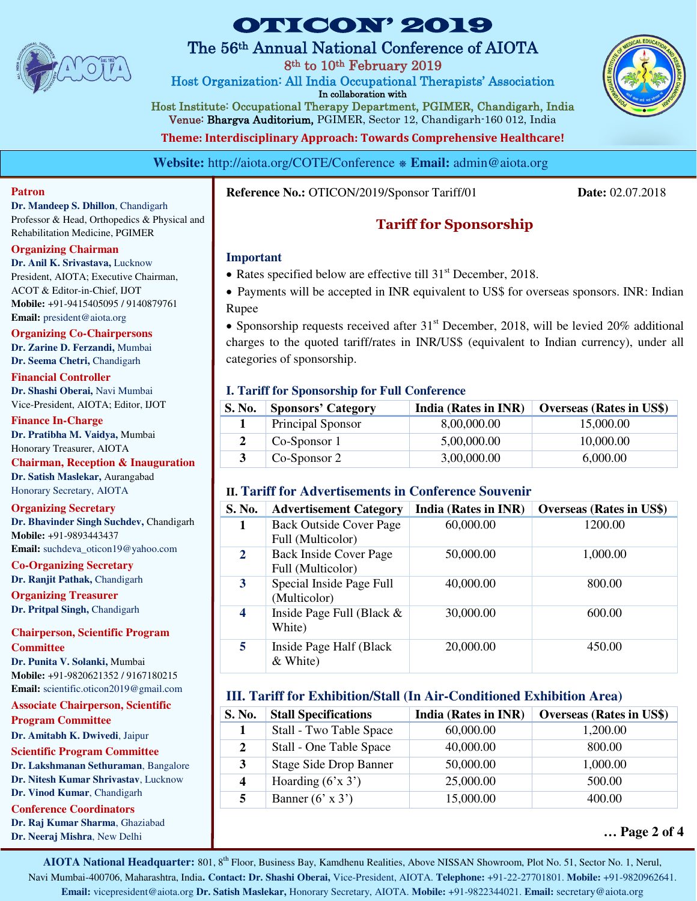# OTICON' 2019

## The 56th Annual National Conference of AIOTA

**8th to 10th February 2019**

Host Organization: All India Occupational Therapists' Association

In collaboration with

Host Institute: Occupational Therapy Department, PGIMER, Chandigarh, India

Venue: Bhargva Auditorium, PGIMER, Sector 12, Chandigarh-160 012, India

**Theme: Interdisciplinary Approach: Towards Comprehensive Healthcare!**

**Website:** http://aiota.org/COTE/Conference ❅ **Email:** admin@aiota.org

**Patron**
**Dr. Mandeep S. Dhillon**, Chandigarh
Professor & Head, Orthopedics & Physical and Rehabilitation Medicine, PGIMER

**Organizing Chairman**
**Dr. Anil K. Srivastava,** Lucknow
President, AIOTA; Executive Chairman, ACOT & Editor-in-Chief, IJOT
**Mobile:** +91-9415405095 / 9140879761
**Email:** president@aiota.org

**Organizing Co-Chairpersons**
**Dr. Zarine D. Ferzandi,** Mumbai
**Dr. Seema Chetri,** Chandigarh

**Financial Controller**
**Dr. Shashi Oberai,** Navi Mumbai
Vice-President, AIOTA; Editor, IJOT

**Finance In-Charge**
**Dr. Pratibha M. Vaidya,** Mumbai
Honorary Treasurer, AIOTA

**Chairman, Reception & Inauguration**
**Dr. Satish Maslekar,** Aurangabad
Honorary Secretary, AIOTA

**Organizing Secretary**
**Dr. Bhavinder Singh Suchdev,** Chandigarh
**Mobile:** +91-9893443437
**Email:** suchdeva_oticon19@yahoo.com

**Co-Organizing Secretary**
**Dr. Ranjit Pathak,** Chandigarh

**Organizing Treasurer**
**Dr. Pritpal Singh,** Chandigarh

**Chairperson, Scientific Program Committee**
**Dr. Punita V. Solanki,** Mumbai
**Mobile:** +91-9820621352 / 9167180215
**Email:** scientific.oticon2019@gmail.com

**Associate Chairperson, Scientific Program Committee**
**Dr. Amitabh K. Dwivedi**, Jaipur

**Scientific Program Committee**
**Dr. Lakshmanan Sethuraman**, Bangalore
**Dr. Nitesh Kumar Shrivastav**, Lucknow
**Dr. Vinod Kumar**, Chandigarh

**Conference Coordinators**
**Dr. Raj Kumar Sharma**, Ghaziabad
**Dr. Neeraj Mishra**, New Delhi

---

**Reference No.:** OTICON/2019/Sponsor Tariff/01 **Date:** 02.07.2018

## Tariff for Sponsorship

### Important

- Rates specified below are effective till 31st December, 2018.
- Payments will be accepted in INR equivalent to US$ for overseas sponsors. INR: Indian Rupee
- Sponsorship requests received after 31st December, 2018, will be levied 20% additional charges to the quoted tariff/rates in INR/US$ (equivalent to Indian currency), under all categories of sponsorship.

### I. Tariff for Sponsorship for Full Conference

| S. No. | Sponsors' Category | India (Rates in INR) | Overseas (Rates in US$) |
|---|---|---|---|
| 1 | Principal Sponsor | 8,00,000.00 | 15,000.00 |
| 2 | Co-Sponsor 1 | 5,00,000.00 | 10,000.00 |
| 3 | Co-Sponsor 2 | 3,00,000.00 | 6,000.00 |

### II. Tariff for Advertisements in Conference Souvenir

| S. No. | Advertisement Category | India (Rates in INR) | Overseas (Rates in US$) |
|---|---|---|---|
| 1 | Back Outside Cover Page Full (Multicolor) | 60,000.00 | 1200.00 |
| 2 | Back Inside Cover Page Full (Multicolor) | 50,000.00 | 1,000.00 |
| 3 | Special Inside Page Full (Multicolor) | 40,000.00 | 800.00 |
| 4 | Inside Page Full (Black & White) | 30,000.00 | 600.00 |
| 5 | Inside Page Half (Black & White) | 20,000.00 | 450.00 |

### III. Tariff for Exhibition/Stall (In Air-Conditioned Exhibition Area)

| S. No. | Stall Specifications | India (Rates in INR) | Overseas (Rates in US$) |
|---|---|---|---|
| 1 | Stall - Two Table Space | 60,000.00 | 1,200.00 |
| 2 | Stall - One Table Space | 40,000.00 | 800.00 |
| 3 | Stage Side Drop Banner | 50,000.00 | 1,000.00 |
| 4 | Hoarding (6'x 3') | 25,000.00 | 500.00 |
| 5 | Banner (6' x 3') | 15,000.00 | 400.00 |

---

**AIOTA National Headquarter:** 801, 8th Floor, Business Bay, Kamdhenu Realities, Above NISSAN Showroom, Plot No. 51, Sector No. 1, Nerul, Navi Mumbai-400706, Maharashtra, India**. Contact: Dr. Shashi Oberai,** Vice-President, AIOTA. **Telephone:** +91-22-27701801. **Mobile:** +91-9820962641. **Email:** vicepresident@aiota.org **Dr. Satish Maslekar,** Honorary Secretary, AIOTA. **Mobile:** +91-9822344021. **Email:** secretary@aiota.org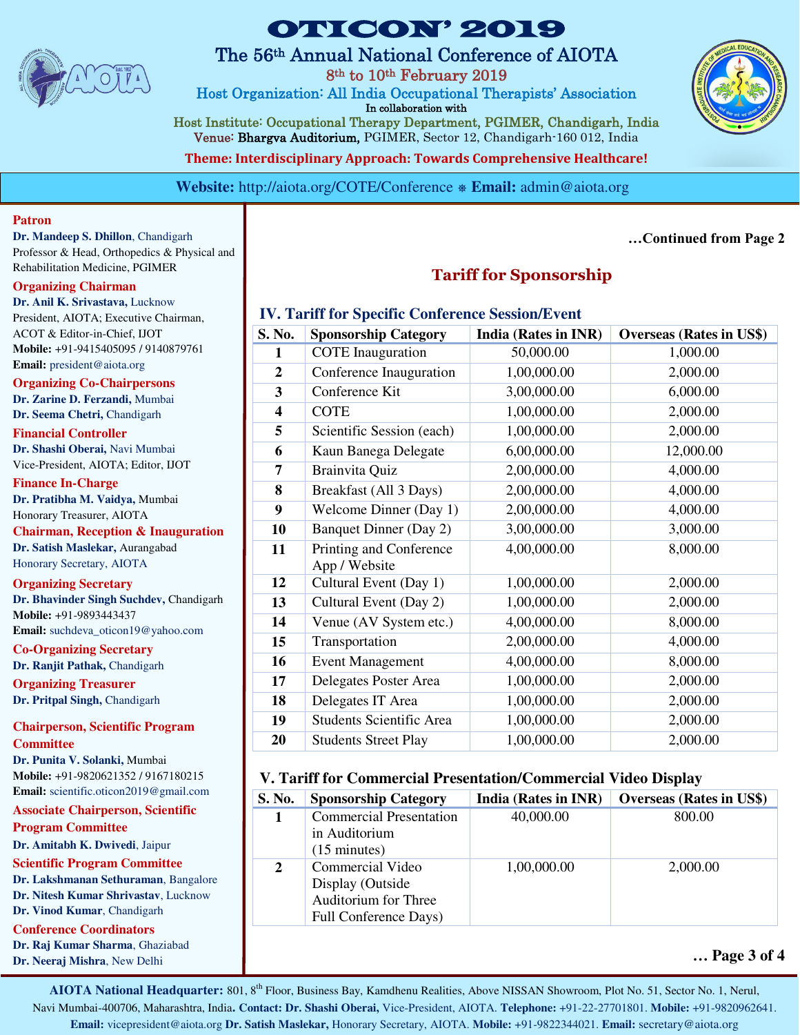# OTICON' 2019

## The 56th Annual National Conference of AIOTA

8th to 10th February 2019

Host Organization: All India Occupational Therapists' Association

In collaboration with

Host Institute: Occupational Therapy Department, PGIMER, Chandigarh, India

Venue: **Bhargva Auditorium,** PGIMER, Sector 12, Chandigarh-160 012, India

**Theme: Interdisciplinary Approach: Towards Comprehensive Healthcare!**

**Website:** http://aiota.org/COTE/Conference ❅ **Email:** admin@aiota.org

**Patron**

**Dr. Mandeep S. Dhillon**, Chandigarh
Professor & Head, Orthopedics & Physical and Rehabilitation Medicine, PGIMER

**Organizing Chairman**

**Dr. Anil K. Srivastava,** Lucknow
President, AIOTA; Executive Chairman, ACOT & Editor-in-Chief, IJOT
**Mobile:** +91-9415405095 / 9140879761
**Email:** president@aiota.org

**Organizing Co-Chairpersons**

**Dr. Zarine D. Ferzandi,** Mumbai
**Dr. Seema Chetri,** Chandigarh

**Financial Controller**

**Dr. Shashi Oberai,** Navi Mumbai
Vice-President, AIOTA; Editor, IJOT

**Finance In-Charge**

**Dr. Pratibha M. Vaidya,** Mumbai
Honorary Treasurer, AIOTA

**Chairman, Reception & Inauguration**

**Dr. Satish Maslekar,** Aurangabad
Honorary Secretary, AIOTA

**Organizing Secretary**

**Dr. Bhavinder Singh Suchdev,** Chandigarh
**Mobile:** +91-9893443437
**Email:** suchdeva_oticon19@yahoo.com

**Co-Organizing Secretary**

**Dr. Ranjit Pathak,** Chandigarh

**Organizing Treasurer**

**Dr. Pritpal Singh,** Chandigarh

**Chairperson, Scientific Program Committee**

**Dr. Punita V. Solanki,** Mumbai
**Mobile:** +91-9820621352 / 9167180215
**Email:** scientific.oticon2019@gmail.com

**Associate Chairperson, Scientific Program Committee**

**Dr. Amitabh K. Dwivedi**, Jaipur

**Scientific Program Committee**

**Dr. Lakshmanan Sethuraman**, Bangalore
**Dr. Nitesh Kumar Shrivastav**, Lucknow
**Dr. Vinod Kumar**, Chandigarh

**Conference Coordinators**

**Dr. Raj Kumar Sharma**, Ghaziabad
**Dr. Neeraj Mishra**, New Delhi

**…Continued from Page 2**

## Tariff for Sponsorship

### IV. Tariff for Specific Conference Session/Event

| S. No. | Sponsorship Category | India (Rates in INR) | Overseas (Rates in US$) |
|---|---|---|---|
| 1 | COTE Inauguration | 50,000.00 | 1,000.00 |
| 2 | Conference Inauguration | 1,00,000.00 | 2,000.00 |
| 3 | Conference Kit | 3,00,000.00 | 6,000.00 |
| 4 | COTE | 1,00,000.00 | 2,000.00 |
| 5 | Scientific Session (each) | 1,00,000.00 | 2,000.00 |
| 6 | Kaun Banega Delegate | 6,00,000.00 | 12,000.00 |
| 7 | Brainvita Quiz | 2,00,000.00 | 4,000.00 |
| 8 | Breakfast (All 3 Days) | 2,00,000.00 | 4,000.00 |
| 9 | Welcome Dinner (Day 1) | 2,00,000.00 | 4,000.00 |
| 10 | Banquet Dinner (Day 2) | 3,00,000.00 | 3,000.00 |
| 11 | Printing and Conference App / Website | 4,00,000.00 | 8,000.00 |
| 12 | Cultural Event (Day 1) | 1,00,000.00 | 2,000.00 |
| 13 | Cultural Event (Day 2) | 1,00,000.00 | 2,000.00 |
| 14 | Venue (AV System etc.) | 4,00,000.00 | 8,000.00 |
| 15 | Transportation | 2,00,000.00 | 4,000.00 |
| 16 | Event Management | 4,00,000.00 | 8,000.00 |
| 17 | Delegates Poster Area | 1,00,000.00 | 2,000.00 |
| 18 | Delegates IT Area | 1,00,000.00 | 2,000.00 |
| 19 | Students Scientific Area | 1,00,000.00 | 2,000.00 |
| 20 | Students Street Play | 1,00,000.00 | 2,000.00 |

### V. Tariff for Commercial Presentation/Commercial Video Display

| S. No. | Sponsorship Category | India (Rates in INR) | Overseas (Rates in US$) |
|---|---|---|---|
| 1 | Commercial Presentation in Auditorium (15 minutes) | 40,000.00 | 800.00 |
| 2 | Commercial Video Display (Outside Auditorium for Three Full Conference Days) | 1,00,000.00 | 2,000.00 |

**AIOTA National Headquarter:** 801, 8th Floor, Business Bay, Kamdhenu Realities, Above NISSAN Showroom, Plot No. 51, Sector No. 1, Nerul, Navi Mumbai-400706, Maharashtra, India**. Contact: Dr. Shashi Oberai,** Vice-President, AIOTA. **Telephone:** +91-22-27701801. **Mobile:** +91-9820962641. **Email:** vicepresident@aiota.org **Dr. Satish Maslekar,** Honorary Secretary, AIOTA. **Mobile:** +91-9822344021. **Email:** secretary@aiota.org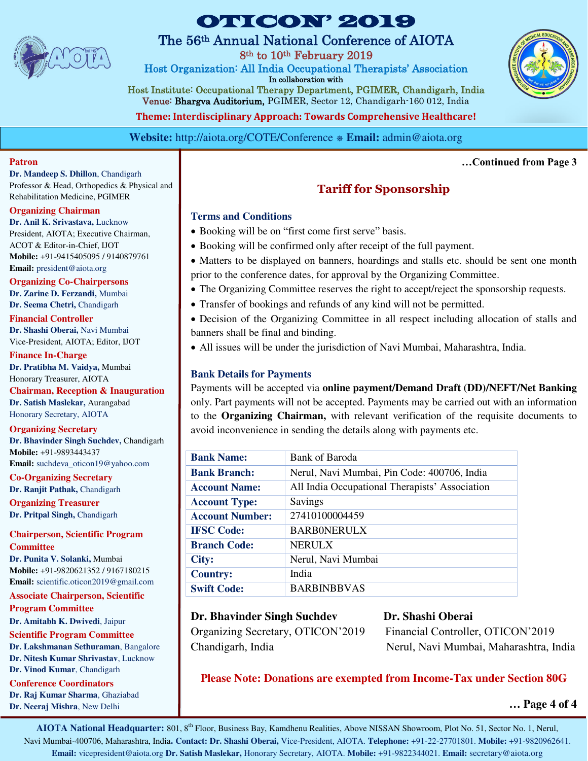# OTICON' 2019

## The 56th Annual National Conference of AIOTA

8th to 10th February 2019

Host Organization: All India Occupational Therapists' Association

In collaboration with

Host Institute: Occupational Therapy Department, PGIMER, Chandigarh, India

Venue: Bhargva Auditorium, PGIMER, Sector 12, Chandigarh-160 012, India

**Theme: Interdisciplinary Approach: Towards Comprehensive Healthcare!**

**Website:** http://aiota.org/COTE/Conference ❅ **Email:** admin@aiota.org

**Patron**
**Dr. Mandeep S. Dhillon**, Chandigarh
Professor & Head, Orthopedics & Physical and Rehabilitation Medicine, PGIMER

**Organizing Chairman**
**Dr. Anil K. Srivastava,** Lucknow
President, AIOTA; Executive Chairman, ACOT & Editor-in-Chief, IJOT
**Mobile:** +91-9415405095 / 9140879761
**Email:** president@aiota.org

**Organizing Co-Chairpersons**
**Dr. Zarine D. Ferzandi,** Mumbai
**Dr. Seema Chetri,** Chandigarh

**Financial Controller**
**Dr. Shashi Oberai,** Navi Mumbai
Vice-President, AIOTA; Editor, IJOT

**Finance In-Charge**
**Dr. Pratibha M. Vaidya,** Mumbai
Honorary Treasurer, AIOTA

**Chairman, Reception & Inauguration**
**Dr. Satish Maslekar,** Aurangabad
Honorary Secretary, AIOTA

**Organizing Secretary**
**Dr. Bhavinder Singh Suchdev,** Chandigarh
**Mobile:** +91-9893443437
**Email:** suchdeva_oticon19@yahoo.com

**Co-Organizing Secretary**
**Dr. Ranjit Pathak,** Chandigarh

**Organizing Treasurer**
**Dr. Pritpal Singh,** Chandigarh

**Chairperson, Scientific Program Committee**
**Dr. Punita V. Solanki,** Mumbai
**Mobile:** +91-9820621352 / 9167180215
**Email:** scientific.oticon2019@gmail.com

**Associate Chairperson, Scientific Program Committee**
**Dr. Amitabh K. Dwivedi**, Jaipur

**Scientific Program Committee**
**Dr. Lakshmanan Sethuraman**, Bangalore
**Dr. Nitesh Kumar Shrivastav**, Lucknow
**Dr. Vinod Kumar**, Chandigarh

**Conference Coordinators**
**Dr. Raj Kumar Sharma**, Ghaziabad
**Dr. Neeraj Mishra**, New Delhi

**…Continued from Page 3**

## Tariff for Sponsorship

### Terms and Conditions

- Booking will be on "first come first serve" basis.
- Booking will be confirmed only after receipt of the full payment.
- Matters to be displayed on banners, hoardings and stalls etc. should be sent one month prior to the conference dates, for approval by the Organizing Committee.
- The Organizing Committee reserves the right to accept/reject the sponsorship requests.
- Transfer of bookings and refunds of any kind will not be permitted.
- Decision of the Organizing Committee in all respect including allocation of stalls and banners shall be final and binding.
- All issues will be under the jurisdiction of Navi Mumbai, Maharashtra, India.

### Bank Details for Payments

Payments will be accepted via **online payment/Demand Draft (DD)/NEFT/Net Banking** only. Part payments will not be accepted. Payments may be carried out with an information to the **Organizing Chairman,** with relevant verification of the requisite documents to avoid inconvenience in sending the details along with payments etc.

| | |
|---|---|
| **Bank Name:** | Bank of Baroda |
| **Bank Branch:** | Nerul, Navi Mumbai, Pin Code: 400706, India |
| **Account Name:** | All India Occupational Therapists' Association |
| **Account Type:** | Savings |
| **Account Number:** | 27410100004459 |
| **IFSC Code:** | BARB0NERULX |
| **Branch Code:** | NERULX |
| **City:** | Nerul, Navi Mumbai |
| **Country:** | India |
| **Swift Code:** | BARBINBBVAS |

**Dr. Bhavinder Singh Suchdev**
Organizing Secretary, OTICON'2019
Chandigarh, India

**Dr. Shashi Oberai**
Financial Controller, OTICON'2019
Nerul, Navi Mumbai, Maharashtra, India

**Please Note: Donations are exempted from Income-Tax under Section 80G**

**AIOTA National Headquarter:** 801, 8th Floor, Business Bay, Kamdhenu Realities, Above NISSAN Showroom, Plot No. 51, Sector No. 1, Nerul, Navi Mumbai-400706, Maharashtra, India**. Contact: Dr. Shashi Oberai,** Vice-President, AIOTA. **Telephone:** +91-22-27701801. **Mobile:** +91-9820962641. **Email:** vicepresident@aiota.org **Dr. Satish Maslekar,** Honorary Secretary, AIOTA. **Mobile:** +91-9822344021. **Email:** secretary@aiota.org